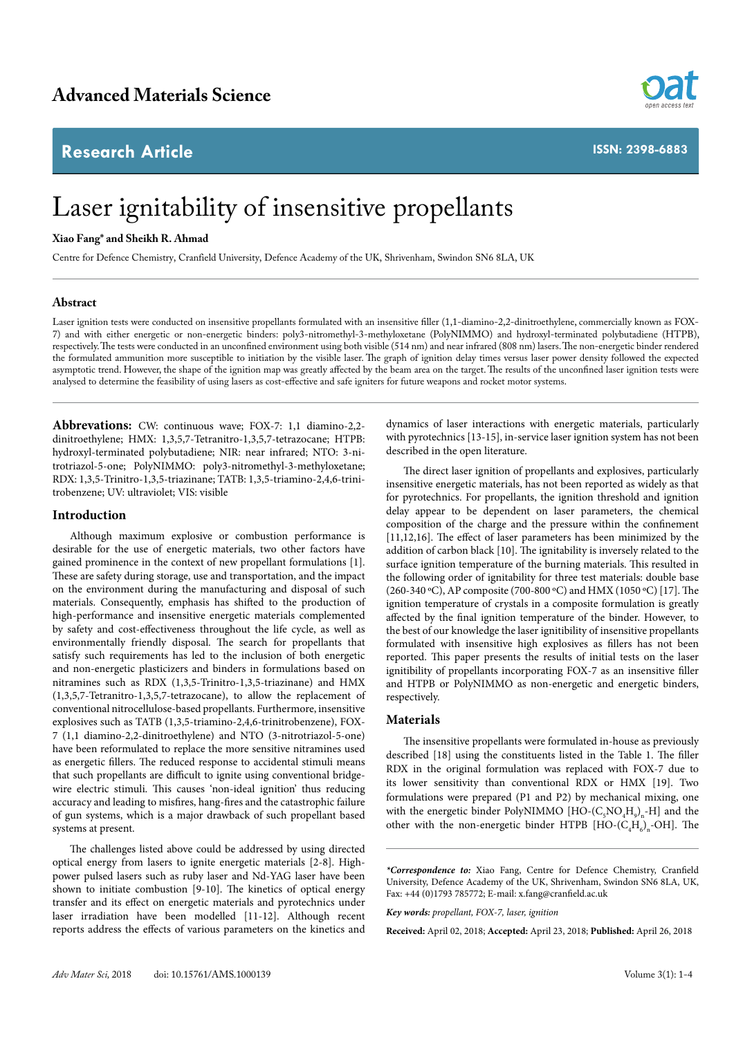# Laser ignitability of insensitive propellants

**Xiao Fang* and Sheikh R. Ahmad**

Centre for Defence Chemistry, Cranfield University, Defence Academy of the UK, Shrivenham, Swindon SN6 8LA, UK

## Abstract

Laser ignition tests were conducted on insensitive propellants formulated with an insensitive filler (1,1-diamino-2,2-dinitroethylene, commercially known as FOX-7) and with either energetic or non-energetic binders: poly3-nitromethyl-3-methyloxetane (PolyNIMMO) and hydroxyl-terminated polybutadiene (HTPB), respectively. The tests were conducted in an unconfined environment using both visible (514 nm) and near infrared (808 nm) lasers. The non-energetic binder rendered the formulated ammunition more susceptible to initiation by the visible laser. The graph of ignition delay times versus laser power density followed the expected asymptotic trend. However, the shape of the ignition map was greatly affected by the beam area on the target. The results of the unconfined laser ignition tests were analysed to determine the feasibility of using lasers as cost-effective and safe igniters for future weapons and rocket motor systems.

**Abbrevations:** CW: continuous wave; FOX-7: 1,1 diamino-2,2-dinitroethylene; HMX: 1,3,5,7-Tetranitro-1,3,5,7-tetrazocane; HTPB: hydroxyl-terminated polybutadiene; NIR: near infrared; NTO: 3-nitrotriazol-5-one; PolyNIMMO: poly3-nitromethyl-3-methyloxetane; RDX: 1,3,5-Trinitro-1,3,5-triazinane; TATB: 1,3,5-triamino-2,4,6-trinitrobenzene; UV: ultraviolet; VIS: visible

## Introduction

Although maximum explosive or combustion performance is desirable for the use of energetic materials, two other factors have gained prominence in the context of new propellant formulations [1]. These are safety during storage, use and transportation, and the impact on the environment during the manufacturing and disposal of such materials. Consequently, emphasis has shifted to the production of high-performance and insensitive energetic materials complemented by safety and cost-effectiveness throughout the life cycle, as well as environmentally friendly disposal. The search for propellants that satisfy such requirements has led to the inclusion of both energetic and non-energetic plasticizers and binders in formulations based on nitramines such as RDX (1,3,5-Trinitro-1,3,5-triazinane) and HMX (1,3,5,7-Tetranitro-1,3,5,7-tetrazocane), to allow the replacement of conventional nitrocellulose-based propellants. Furthermore, insensitive explosives such as TATB (1,3,5-triamino-2,4,6-trinitrobenzene), FOX-7 (1,1 diamino-2,2-dinitroethylene) and NTO (3-nitrotriazol-5-one) have been reformulated to replace the more sensitive nitramines used as energetic fillers. The reduced response to accidental stimuli means that such propellants are difficult to ignite using conventional bridge-wire electric stimuli. This causes 'non-ideal ignition' thus reducing accuracy and leading to misfires, hang-fires and the catastrophic failure of gun systems, which is a major drawback of such propellant based systems at present.

The challenges listed above could be addressed by using directed optical energy from lasers to ignite energetic materials [2-8]. High-power pulsed lasers such as ruby laser and Nd-YAG laser have been shown to initiate combustion [9-10]. The kinetics of optical energy transfer and its effect on energetic materials and pyrotechnics under laser irradiation have been modelled [11-12]. Although recent reports address the effects of various parameters on the kinetics and dynamics of laser interactions with energetic materials, particularly with pyrotechnics [13-15], in-service laser ignition system has not been described in the open literature.

The direct laser ignition of propellants and explosives, particularly insensitive energetic materials, has not been reported as widely as that for pyrotechnics. For propellants, the ignition threshold and ignition delay appear to be dependent on laser parameters, the chemical composition of the charge and the pressure within the confinement [11,12,16]. The effect of laser parameters has been minimized by the addition of carbon black [10]. The ignitability is inversely related to the surface ignition temperature of the burning materials. This resulted in the following order of ignitability for three test materials: double base (260-340 ºC), AP composite (700-800 ºC) and HMX (1050 ºC) [17]. The ignition temperature of crystals in a composite formulation is greatly affected by the final ignition temperature of the binder. However, to the best of our knowledge the laser ignitibility of insensitive propellants formulated with insensitive high explosives as fillers has not been reported. This paper presents the results of initial tests on the laser ignitibility of propellants incorporating FOX-7 as an insensitive filler and HTPB or PolyNIMMO as non-energetic and energetic binders, respectively.

## Materials

The insensitive propellants were formulated in-house as previously described [18] using the constituents listed in the Table 1. The filler RDX in the original formulation was replaced with FOX-7 due to its lower sensitivity than conventional RDX or HMX [19]. Two formulations were prepared (P1 and P2) by mechanical mixing, one with the energetic binder PolyNIMMO [HO-($C_5NO_4H_9$)$_n$-H] and the other with the non-energetic binder HTPB [HO-($C_4H_6$)$_n$-OH]. The

***Correspondence to:*** Xiao Fang, Centre for Defence Chemistry, Cranfield University, Defence Academy of the UK, Shrivenham, Swindon SN6 8LA, UK, Fax: +44 (0)1793 785772; E-mail: x.fang@cranfield.ac.uk

***Key words:*** *propellant, FOX-7, laser, ignition*

**Received:** April 02, 2018; **Accepted:** April 23, 2018; **Published:** April 26, 2018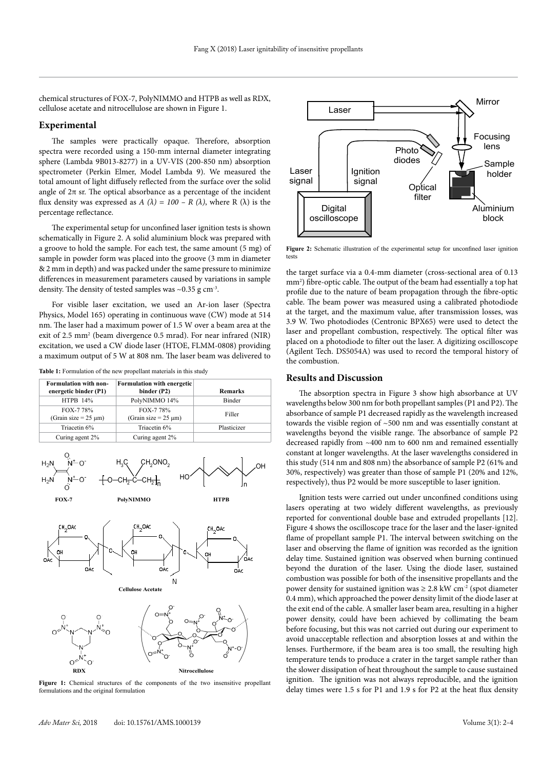chemical structures of FOX-7, PolyNIMMO and HTPB as well as RDX, cellulose acetate and nitrocellulose are shown in Figure 1.

## Experimental

The samples were practically opaque. Therefore, absorption spectra were recorded using a 150-mm internal diameter integrating sphere (Lambda 9B013-8277) in a UV-VIS (200-850 nm) absorption spectrometer (Perkin Elmer, Model Lambda 9). We measured the total amount of light diffusely reflected from the surface over the solid angle of $2\pi$ sr. The optical absorbance as a percentage of the incident flux density was expressed as $A(\lambda) = 100 - R(\lambda)$, where $R(\lambda)$ is the percentage reflectance.

The experimental setup for unconfined laser ignition tests is shown schematically in Figure 2. A solid aluminium block was prepared with a groove to hold the sample. For each test, the same amount (5 mg) of sample in powder form was placed into the groove (3 mm in diameter & 2 mm in depth) and was packed under the same pressure to minimize differences in measurement parameters caused by variations in sample density. The density of tested samples was ~0.35 g cm$^{-3}$.

For visible laser excitation, we used an Ar-ion laser (Spectra Physics, Model 165) operating in continuous wave (CW) mode at 514 nm. The laser had a maximum power of 1.5 W over a beam area at the exit of 2.5 mm$^2$ (beam divergence 0.5 mrad). For near infrared (NIR) excitation, we used a CW diode laser (HTOE, FLMM-0808) providing a maximum output of 5 W at 808 nm. The laser beam was delivered to the target surface via a 0.4-mm diameter (cross-sectional area of 0.13 mm$^2$) fibre-optic cable. The output of the beam had essentially a top hat profile due to the nature of beam propagation through the fibre-optic cable. The beam power was measured using a calibrated photodiode at the target, and the maximum value, after transmission losses, was 3.9 W. Two photodiodes (Centronic BPX65) were used to detect the laser and propellant combustion, respectively. The optical filter was placed on a photodiode to filter out the laser. A digitizing oscilloscope (Agilent Tech. DS5054A) was used to record the temporal history of the combustion.

**Table 1:** Formulation of the new propellant materials in this study

| Formulation with non-energetic binder (P1) | Formulation with energetic binder (P2) | Remarks |
|---|---|---|
| HTPB 14% | PolyNIMMO 14% | Binder |
| FOX-7 78% (Grain size = 25 μm) | FOX-7 78% (Grain size = 25 μm) | Filler |
| Triacetin 6% | Triacetin 6% | Plasticizer |
| Curing agent 2% | Curing agent 2% | |

**Figure 1:** Chemical structures of the components of the two insensitive propellant formulations and the original formulation

**Figure 2:** Schematic illustration of the experimental setup for unconfined laser ignition tests

## Results and Discussion

The absorption spectra in Figure 3 show high absorbance at UV wavelengths below 300 nm for both propellant samples (P1 and P2). The absorbance of sample P1 decreased rapidly as the wavelength increased towards the visible region of ~500 nm and was essentially constant at wavelengths beyond the visible range. The absorbance of sample P2 decreased rapidly from ~400 nm to 600 nm and remained essentially constant at longer wavelengths. At the laser wavelengths considered in this study (514 nm and 808 nm) the absorbance of sample P2 (61% and 30%, respectively) was greater than those of sample P1 (20% and 12%, respectively), thus P2 would be more susceptible to laser ignition.

Ignition tests were carried out under unconfined conditions using lasers operating at two widely different wavelengths, as previously reported for conventional double base and extruded propellants [12]. Figure 4 shows the oscilloscope trace for the laser and the laser-ignited flame of propellant sample P1. The interval between switching on the laser and observing the flame of ignition was recorded as the ignition delay time. Sustained ignition was observed when burning continued beyond the duration of the laser. Using the diode laser, sustained combustion was possible for both of the insensitive propellants and the power density for sustained ignition was ≥ 2.8 kW cm$^{-2}$ (spot diameter 0.4 mm), which approached the power density limit of the diode laser at the exit end of the cable. A smaller laser beam area, resulting in a higher power density, could have been achieved by collimating the beam before focusing, but this was not carried out during our experiment to avoid unacceptable reflection and absorption losses at and within the lenses. Furthermore, if the beam area is too small, the resulting high temperature tends to produce a crater in the target sample rather than the slower dissipation of heat throughout the sample to cause sustained ignition. The ignition was not always reproducible, and the ignition delay times were 1.5 s for P1 and 1.9 s for P2 at the heat flux density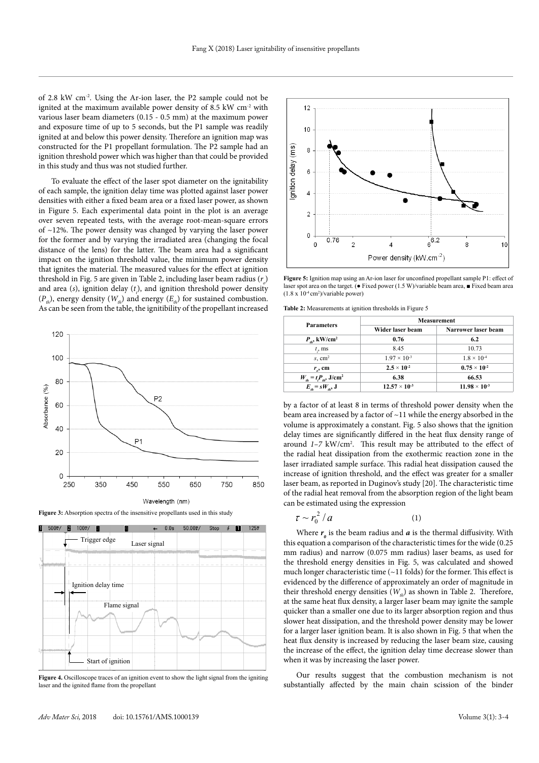of 2.8 kW cm$^{-2}$. Using the Ar-ion laser, the P2 sample could not be ignited at the maximum available power density of 8.5 kW cm$^{-2}$ with various laser beam diameters (0.15 - 0.5 mm) at the maximum power and exposure time of up to 5 seconds, but the P1 sample was readily ignited at and below this power density. Therefore an ignition map was constructed for the P1 propellant formulation. The P2 sample had an ignition threshold power which was higher than that could be provided in this study and thus was not studied further.

To evaluate the effect of the laser spot diameter on the ignitability of each sample, the ignition delay time was plotted against laser power densities with either a fixed beam area or a fixed laser power, as shown in Figure 5. Each experimental data point in the plot is an average over seven repeated tests, with the average root-mean-square errors of ~12%. The power density was changed by varying the laser power for the former and by varying the irradiated area (changing the focal distance of the lens) for the latter. The beam area had a significant impact on the ignition threshold value, the minimum power density that ignites the material. The measured values for the effect at ignition threshold in Fig. 5 are given in Table 2, including laser beam radius ($r_o$) and area ($s$), ignition delay ($t_i$), and ignition threshold power density ($P_{th}$), energy density ($W_{th}$) and energy ($E_{th}$) for sustained combustion. As can be seen from the table, the ignitibility of the propellant increased by a factor of at least 8 in terms of threshold power density when the beam area increased by a factor of ~11 while the energy absorbed in the volume is approximately a constant. Fig. 5 also shows that the ignition delay times are significantly differed in the heat flux density range of around *1–7* kW/cm$^2$. This result may be attributed to the effect of the radial heat dissipation from the exothermic reaction zone in the laser irradiated sample surface. This radial heat dissipation caused the increase of ignition threshold, and the effect was greater for a smaller laser beam, as reported in Duginov's study [20]. The characteristic time of the radial heat removal from the absorption region of the light beam can be estimated using the expression

$$\tau \sim r_0^2 / a \qquad (1)$$

Where $\boldsymbol{r_0}$ is the beam radius and $\boldsymbol{a}$ is the thermal diffusivity. With this equation a comparison of the characteristic times for the wide (0.25 mm radius) and narrow (0.075 mm radius) laser beams, as used for the threshold energy densities in Fig. 5, was calculated and showed much longer characteristic time (~11 folds) for the former. This effect is evidenced by the difference of approximately an order of magnitude in their threshold energy densities ($W_{th}$) as shown in Table 2. Therefore, at the same heat flux density, a larger laser beam may ignite the sample quicker than a smaller one due to its larger absorption region and thus slower heat dissipation, and the threshold power density may be lower for a larger laser ignition beam. It is also shown in Fig. 5 that when the heat flux density is increased by reducing the laser beam size, causing the increase of the effect, the ignition delay time decrease slower than when it was by increasing the laser power.

Our results suggest that the combustion mechanism is not substantially affected by the main chain scission of the binder

**Figure 3:** Absorption spectra of the insensitive propellants used in this study

**Figure 4.** Oscilloscope traces of an ignition event to show the light signal from the igniting laser and the ignited flame from the propellant

**Figure 5:** Ignition map using an Ar-ion laser for unconfined propellant sample P1: effect of laser spot area on the target. (● Fixed power (1.5 W)/variable beam area, ■ Fixed beam area (1.8 x 10$^{-4}$ cm$^2$)/variable power)

**Table 2:** Measurements at ignition thresholds in Figure 5

| Parameters | Measurement | |
|---|---|---|
| | Wider laser beam | Narrower laser beam |
| **$P_{th}$, kW/cm$^2$** | **0.76** | **6.2** |
| $t_i$, ms | 8.45 | 10.73 |
| $s$, cm$^2$ | $1.97 \times 10^{-3}$ | $1.8 \times 10^{-4}$ |
| **$r_o$, cm** | **$2.5 \times 10^{-2}$** | **$0.75 \times 10^{-2}$** |
| **$W_{th} = t_i P_{th}$, J/cm$^2$** | **6.38** | **66.53** |
| **$E_{th} = sW_{th}$, J** | **$12.57 \times 10^{-3}$** | **$11.98 \times 10^{-3}$** |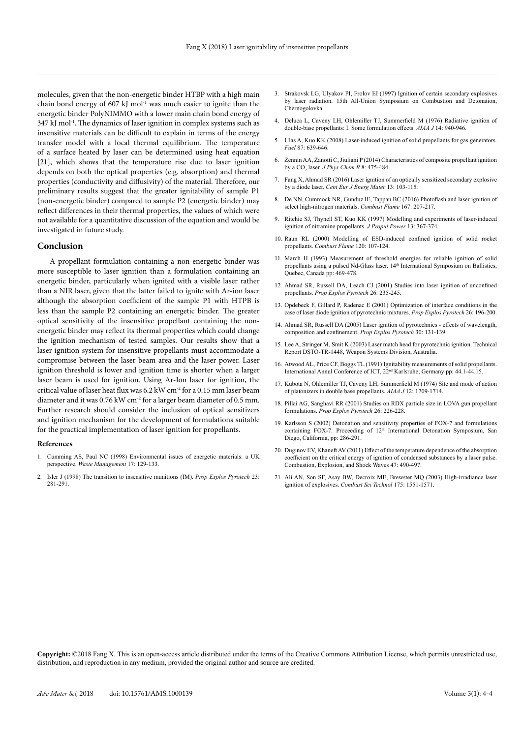molecules, given that the non-energetic binder HTBP with a high main chain bond energy of 607 kJ $mol^{-1}$ was much easier to ignite than the energetic binder PolyNIMMO with a lower main chain bond energy of 347 kJ $mol^{-1}$. The dynamics of laser ignition in complex systems such as insensitive materials can be difficult to explain in terms of the energy transfer model with a local thermal equilibrium. The temperature of a surface heated by laser can be determined using heat equation [21], which shows that the temperature rise due to laser ignition depends on both the optical properties (e.g. absorption) and thermal properties (conductivity and diffusivity) of the material. Therefore, our preliminary results suggest that the greater ignitability of sample P1 (non-energetic binder) compared to sample P2 (energetic binder) may reflect differences in their thermal properties, the values of which were not available for a quantitative discussion of the equation and would be investigated in future study.

## Conclusion

A propellant formulation containing a non-energetic binder was more susceptible to laser ignition than a formulation containing an energetic binder, particularly when ignited with a visible laser rather than a NIR laser, given that the latter failed to ignite with Ar-ion laser although the absorption coefficient of the sample P1 with HTPB is less than the sample P2 containing an energetic binder. The greater optical sensitivity of the insensitive propellant containing the non-energetic binder may reflect its thermal properties which could change the ignition mechanism of tested samples. Our results show that a laser ignition system for insensitive propellants must accommodate a compromise between the laser beam area and the laser power. Laser ignition threshold is lower and ignition time is shorter when a larger laser beam is used for ignition. Using Ar-Ion laser for ignition, the critical value of laser heat flux was 6.2 kW $cm^{-2}$ for a 0.15 mm laser beam diameter and it was 0.76 kW $cm^{-2}$ for a larger beam diameter of 0.5 mm. Further research should consider the inclusion of optical sensitizers and ignition mechanism for the development of formulations suitable for the practical implementation of laser ignition for propellants.

### References

1. Cumming AS, Paul NC (1998) Environmental issues of energetic materials: a UK perspective. *Waste Management* 17: 129-133.
2. Isler J (1998) The transition to insensitive munitions (IM). *Prop Explos Pyrotech* 23: 281-291.
3. Strakovsk LG, Ulyakov PI, Frolov EI (1997) Ignition of certain secondary explosives by laser radiation. 15th All-Union Symposium on Combustion and Detonation, Chernogolovka.
4. Deluca L, Caveny LH, Ohlemiller TJ, Summerfield M (1976) Radiative ignition of double-base propellants: I. Some formulation effects. *AIAA J* 14: 940-946.
5. Ulas A, Kuo KK (2008) Laser-induced ignition of solid propellants for gas generators. *Fuel* 87: 639-646.
6. Zennin AA, Zanotti C, Jiuliani P (2014) Characteristics of composite propellant ignition by a $CO_2$ laser. *J Phys Chem B* 8: 475-484.
7. Fang X, Ahmad SR (2016) Laser ignition of an optically sensitized secondary explosive by a diode laser. *Cent Eur J Energ Mater* 13: 103-115.
8. De NN, Cummock NR, Gunduz IE, Tappan BC (2016) Photoflash and laser ignition of select high-nitrogen materials. *Combust Flame* 167: 207-217.
9. Ritchie SJ, Thynell ST, Kuo KK (1997) Modelling and experiments of laser-induced ignition of nitramine propellants. *J Propul Power* 13: 367-374.
10. Raun RL (2000) Modelling of ESD-induced confined ignition of solid rocket propellants. *Combust Flame* 120: 107-124.
11. March H (1993) Measurement of threshold energies for reliable ignition of solid propellants using a pulsed Nd-Glass laser. 14th International Symposium on Ballistics, Quebec, Canada pp: 469-478.
12. Ahmad SR, Russell DA, Leach CJ (2001) Studies into laser ignition of unconfined propellants. *Prop Explos Pyrotech* 26: 235-245.
13. Opdebeck F, Gillard P, Radenac E (2001) Optimization of interface conditions in the case of laser diode ignition of pyrotechnic mixtures. *Prop Explos Pyrotech* 26: 196-200.
14. Ahmad SR, Russell DA (2005) Laser ignition of pyrotechnics - effects of wavelength, composition and confinement. *Prop Explos Pyrotech* 30: 131-139.
15. Lee A, Stringer M, Smit K (2003) Laser match head for pyrotechnic ignition. Technical Report DSTO-TR-1448, Weapon Systems Division, Australia.
16. Atwood AL, Price CF, Boggs TL (1991) Ignitability measurements of solid propellants. International Annul Conference of ICT, 22nd Karlsruhe, Germany pp: 44.1-44.15.
17. Kubota N, Ohlemiller TJ, Caveny LH, Summerfield M (1974) Site and mode of action of platonizers in double base propellants. *AIAA J* 12: 1709-1714.
18. Pillai AG, Sanghavi RR (2001) Studies on RDX particle size in LOVA gun propellant formulations. *Prop Explos Pyrotech* 26: 226-228.
19. Karlsson S (2002) Detonation and sensitivity properties of FOX-7 and formulations containing FOX-7. Proceeding of 12th International Detonation Symposium, San Diego, California, pp: 286-291.
20. Duginov EV, Khaneft AV (2011) Effect of the temperature dependence of the absorption coefficient on the critical energy of ignition of condensed substances by a laser pulse. Combustion, Explosion, and Shock Waves 47: 490-497.
21. Ali AN, Son SF, Asay BW, Decroix ME, Brewster MQ (2003) High-irradiance laser ignition of explosives. *Combust Sci Technol* 175: 1551-1571.

**Copyright:** ©2018 Fang X. This is an open-access article distributed under the terms of the Creative Commons Attribution License, which permits unrestricted use, distribution, and reproduction in any medium, provided the original author and source are credited.